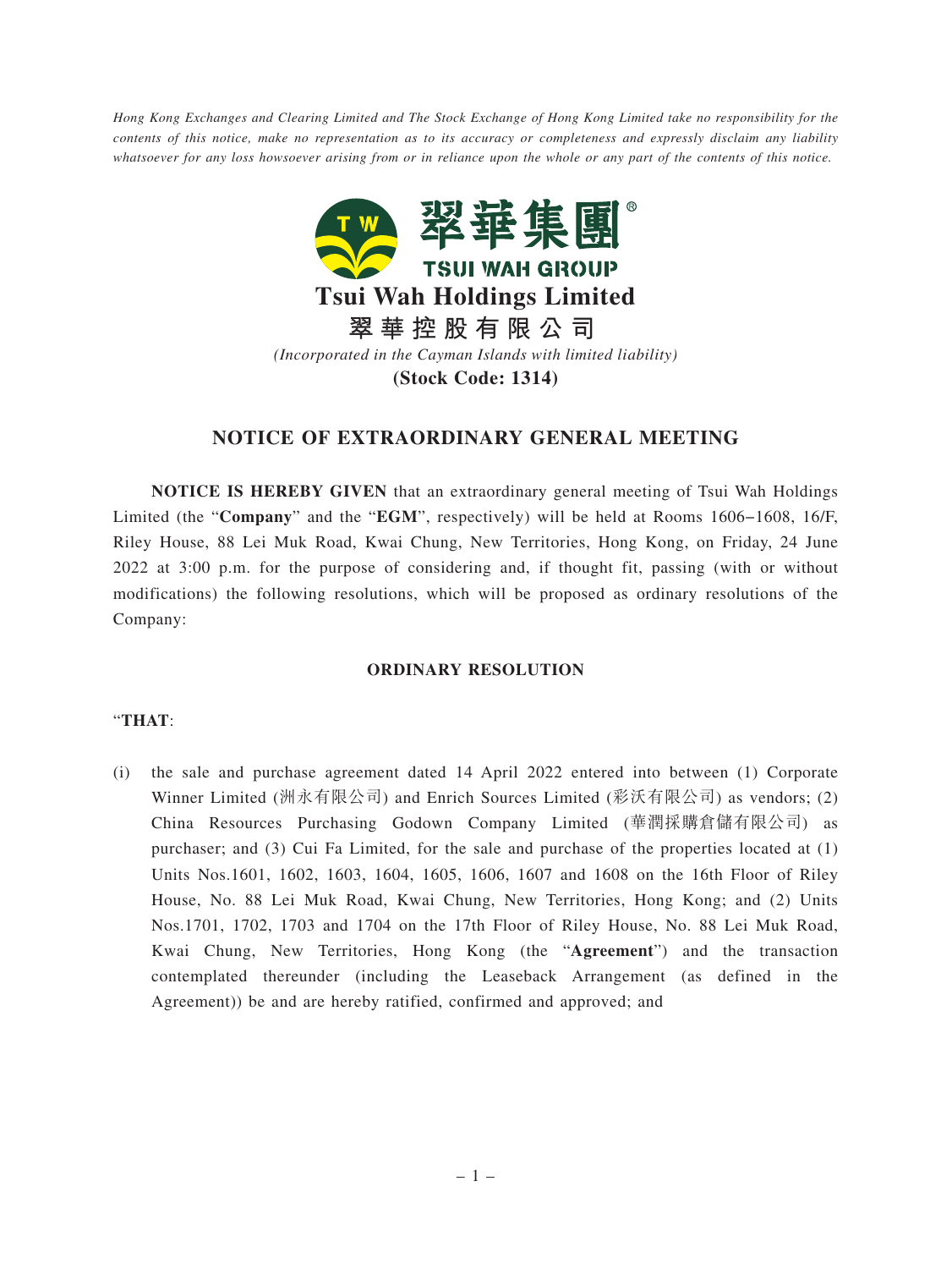*Hong Kong Exchanges and Clearing Limited and The Stock Exchange of Hong Kong Limited take no responsibility for the contents of this notice, make no representation as to its accuracy or completeness and expressly disclaim any liability whatsoever for any loss howsoever arising from or in reliance upon the whole or any part of the contents of this notice.*

翠華集團®
TSUI WAH GROUP

# Tsui Wah Holdings Limited
# 翠華控股有限公司

*(Incorporated in the Cayman Islands with limited liability)*

**(Stock Code: 1314)**

## NOTICE OF EXTRAORDINARY GENERAL MEETING

**NOTICE IS HEREBY GIVEN** that an extraordinary general meeting of Tsui Wah Holdings Limited (the "**Company**" and the "**EGM**", respectively) will be held at Rooms 1606–1608, 16/F, Riley House, 88 Lei Muk Road, Kwai Chung, New Territories, Hong Kong, on Friday, 24 June 2022 at 3:00 p.m. for the purpose of considering and, if thought fit, passing (with or without modifications) the following resolutions, which will be proposed as ordinary resolutions of the Company:

### ORDINARY RESOLUTION

"**THAT**:

(i) the sale and purchase agreement dated 14 April 2022 entered into between (1) Corporate Winner Limited (洲永有限公司) and Enrich Sources Limited (彩沃有限公司) as vendors; (2) China Resources Purchasing Godown Company Limited (華潤採購倉儲有限公司) as purchaser; and (3) Cui Fa Limited, for the sale and purchase of the properties located at (1) Units Nos.1601, 1602, 1603, 1604, 1605, 1606, 1607 and 1608 on the 16th Floor of Riley House, No. 88 Lei Muk Road, Kwai Chung, New Territories, Hong Kong; and (2) Units Nos.1701, 1702, 1703 and 1704 on the 17th Floor of Riley House, No. 88 Lei Muk Road, Kwai Chung, New Territories, Hong Kong (the "**Agreement**") and the transaction contemplated thereunder (including the Leaseback Arrangement (as defined in the Agreement)) be and are hereby ratified, confirmed and approved; and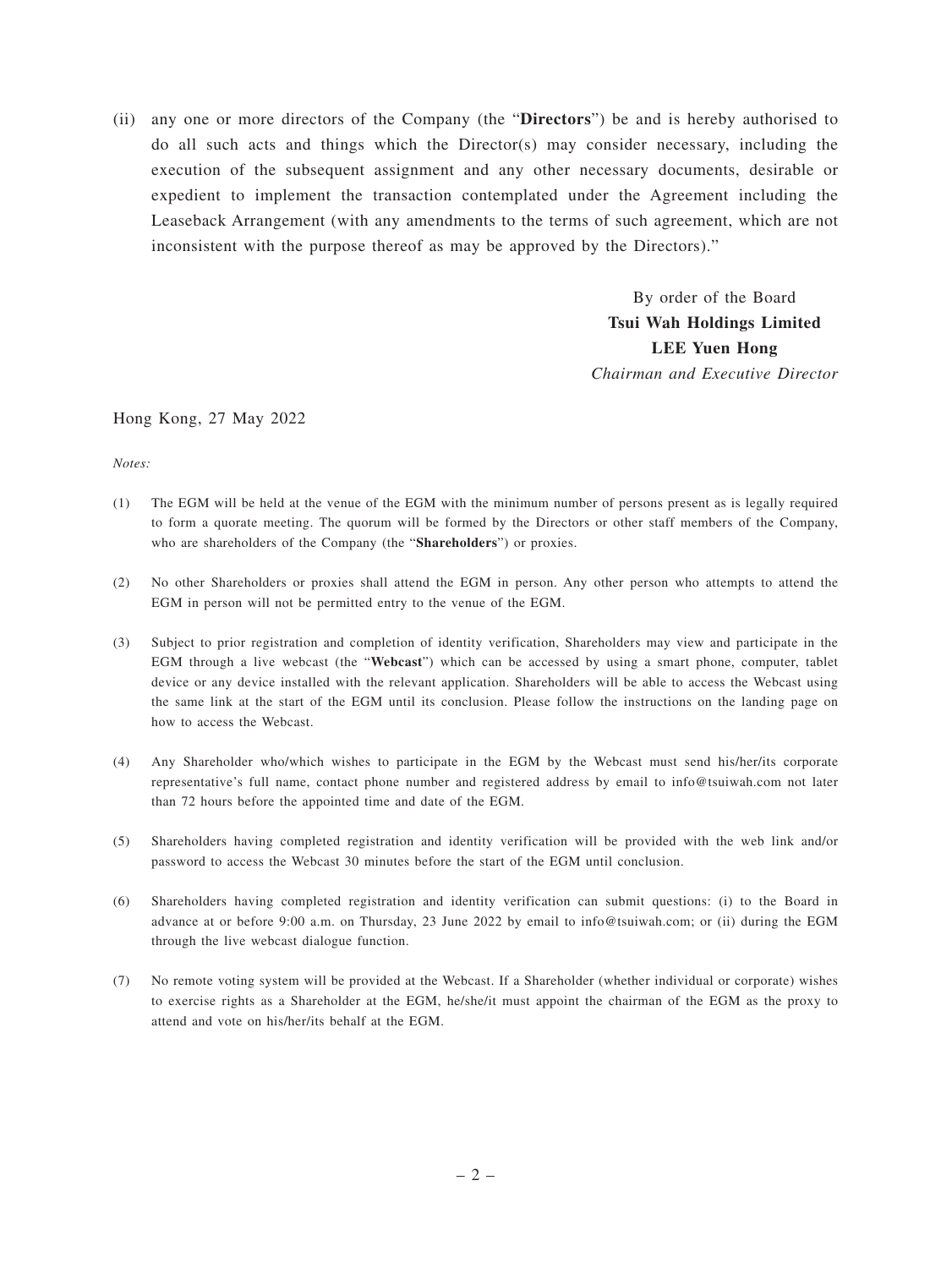(ii) any one or more directors of the Company (the "**Directors**") be and is hereby authorised to do all such acts and things which the Director(s) may consider necessary, including the execution of the subsequent assignment and any other necessary documents, desirable or expedient to implement the transaction contemplated under the Agreement including the Leaseback Arrangement (with any amendments to the terms of such agreement, which are not inconsistent with the purpose thereof as may be approved by the Directors)."

By order of the Board
**Tsui Wah Holdings Limited**
**LEE Yuen Hong**
*Chairman and Executive Director*

Hong Kong, 27 May 2022

*Notes:*

(1) The EGM will be held at the venue of the EGM with the minimum number of persons present as is legally required to form a quorate meeting. The quorum will be formed by the Directors or other staff members of the Company, who are shareholders of the Company (the "**Shareholders**") or proxies.

(2) No other Shareholders or proxies shall attend the EGM in person. Any other person who attempts to attend the EGM in person will not be permitted entry to the venue of the EGM.

(3) Subject to prior registration and completion of identity verification, Shareholders may view and participate in the EGM through a live webcast (the "**Webcast**") which can be accessed by using a smart phone, computer, tablet device or any device installed with the relevant application. Shareholders will be able to access the Webcast using the same link at the start of the EGM until its conclusion. Please follow the instructions on the landing page on how to access the Webcast.

(4) Any Shareholder who/which wishes to participate in the EGM by the Webcast must send his/her/its corporate representative's full name, contact phone number and registered address by email to info@tsuiwah.com not later than 72 hours before the appointed time and date of the EGM.

(5) Shareholders having completed registration and identity verification will be provided with the web link and/or password to access the Webcast 30 minutes before the start of the EGM until conclusion.

(6) Shareholders having completed registration and identity verification can submit questions: (i) to the Board in advance at or before 9:00 a.m. on Thursday, 23 June 2022 by email to info@tsuiwah.com; or (ii) during the EGM through the live webcast dialogue function.

(7) No remote voting system will be provided at the Webcast. If a Shareholder (whether individual or corporate) wishes to exercise rights as a Shareholder at the EGM, he/she/it must appoint the chairman of the EGM as the proxy to attend and vote on his/her/its behalf at the EGM.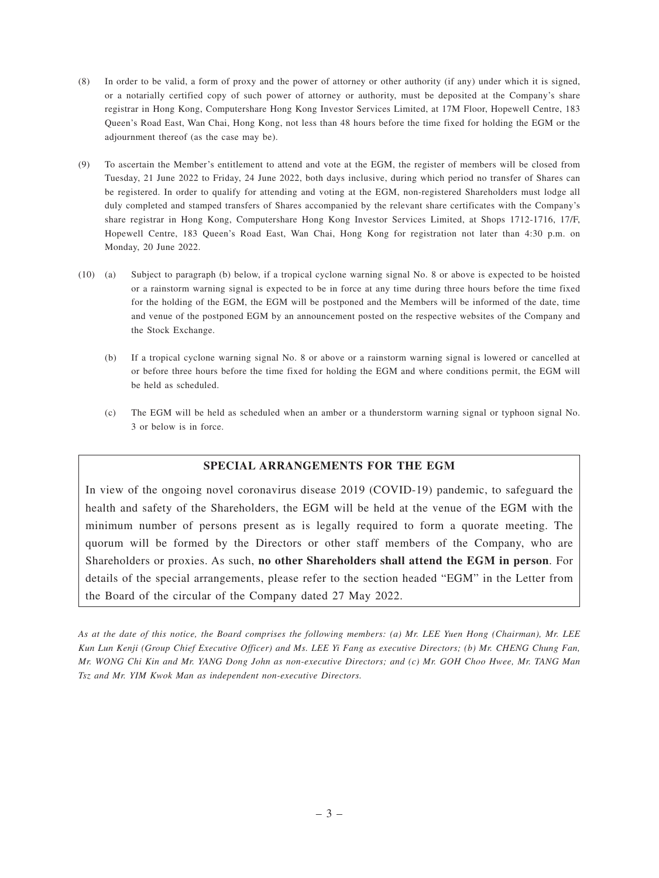(8) In order to be valid, a form of proxy and the power of attorney or other authority (if any) under which it is signed, or a notarially certified copy of such power of attorney or authority, must be deposited at the Company's share registrar in Hong Kong, Computershare Hong Kong Investor Services Limited, at 17M Floor, Hopewell Centre, 183 Queen's Road East, Wan Chai, Hong Kong, not less than 48 hours before the time fixed for holding the EGM or the adjournment thereof (as the case may be).

(9) To ascertain the Member's entitlement to attend and vote at the EGM, the register of members will be closed from Tuesday, 21 June 2022 to Friday, 24 June 2022, both days inclusive, during which period no transfer of Shares can be registered. In order to qualify for attending and voting at the EGM, non-registered Shareholders must lodge all duly completed and stamped transfers of Shares accompanied by the relevant share certificates with the Company's share registrar in Hong Kong, Computershare Hong Kong Investor Services Limited, at Shops 1712-1716, 17/F, Hopewell Centre, 183 Queen's Road East, Wan Chai, Hong Kong for registration not later than 4:30 p.m. on Monday, 20 June 2022.

(10) (a) Subject to paragraph (b) below, if a tropical cyclone warning signal No. 8 or above is expected to be hoisted or a rainstorm warning signal is expected to be in force at any time during three hours before the time fixed for the holding of the EGM, the EGM will be postponed and the Members will be informed of the date, time and venue of the postponed EGM by an announcement posted on the respective websites of the Company and the Stock Exchange.

(b) If a tropical cyclone warning signal No. 8 or above or a rainstorm warning signal is lowered or cancelled at or before three hours before the time fixed for holding the EGM and where conditions permit, the EGM will be held as scheduled.

(c) The EGM will be held as scheduled when an amber or a thunderstorm warning signal or typhoon signal No. 3 or below is in force.

**SPECIAL ARRANGEMENTS FOR THE EGM**

In view of the ongoing novel coronavirus disease 2019 (COVID-19) pandemic, to safeguard the health and safety of the Shareholders, the EGM will be held at the venue of the EGM with the minimum number of persons present as is legally required to form a quorate meeting. The quorum will be formed by the Directors or other staff members of the Company, who are Shareholders or proxies. As such, **no other Shareholders shall attend the EGM in person**. For details of the special arrangements, please refer to the section headed "EGM" in the Letter from the Board of the circular of the Company dated 27 May 2022.

*As at the date of this notice, the Board comprises the following members: (a) Mr. LEE Yuen Hong (Chairman), Mr. LEE Kun Lun Kenji (Group Chief Executive Officer) and Ms. LEE Yi Fang as executive Directors; (b) Mr. CHENG Chung Fan, Mr. WONG Chi Kin and Mr. YANG Dong John as non-executive Directors; and (c) Mr. GOH Choo Hwee, Mr. TANG Man Tsz and Mr. YIM Kwok Man as independent non-executive Directors.*